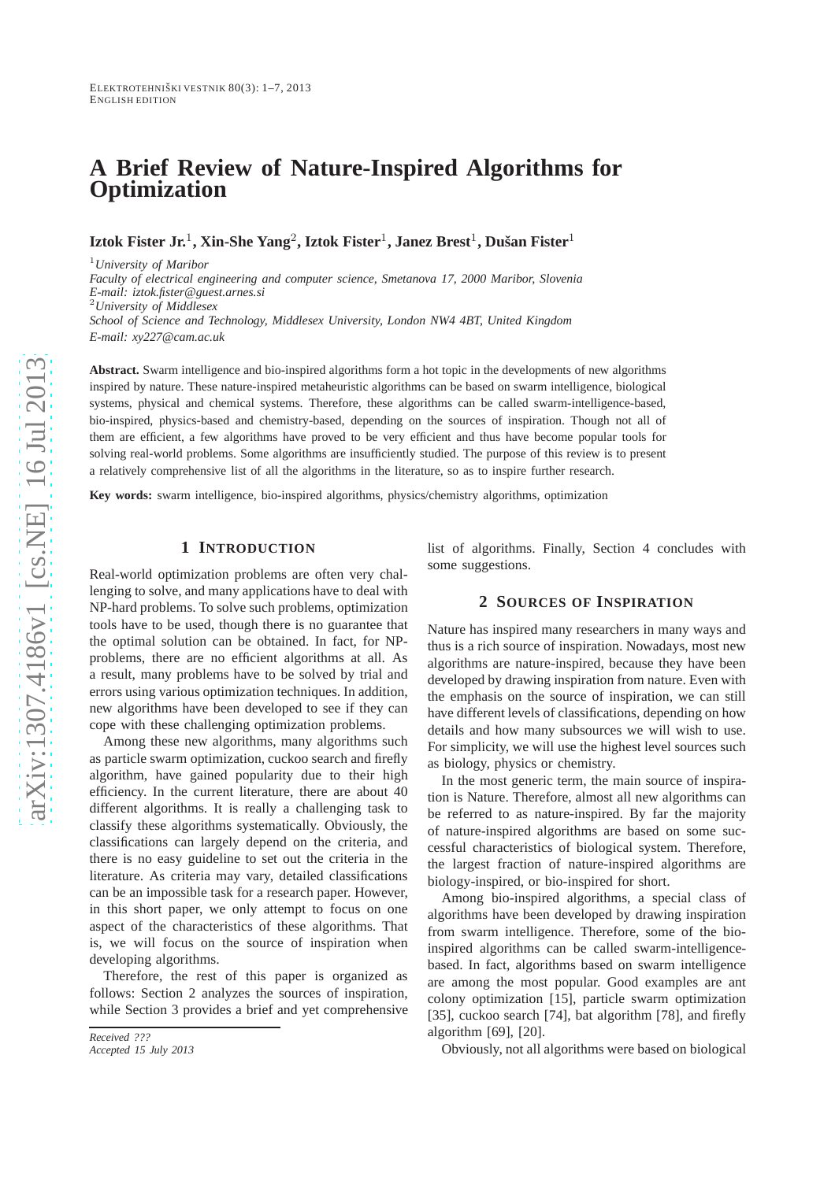# A Brief Review of Nature-Inspired Algorithms for Optimization

**Iztok Fister Jr.**[1]**, Xin-She Yang**[2]**, Iztok Fister**[1]**, Janez Brest**[1]**, Dušan Fister**[1]

[1]*University of Maribor*
*Faculty of electrical engineering and computer science, Smetanova 17, 2000 Maribor, Slovenia*
*E-mail: iztok.fister@guest.arnes.si*
[2]*University of Middlesex*
*School of Science and Technology, Middlesex University, London NW4 4BT, United Kingdom*
*E-mail: xy227@cam.ac.uk*

**Abstract.** Swarm intelligence and bio-inspired algorithms form a hot topic in the developments of new algorithms inspired by nature. These nature-inspired metaheuristic algorithms can be based on swarm intelligence, biological systems, physical and chemical systems. Therefore, these algorithms can be called swarm-intelligence-based, bio-inspired, physics-based and chemistry-based, depending on the sources of inspiration. Though not all of them are efficient, a few algorithms have proved to be very efficient and thus have become popular tools for solving real-world problems. Some algorithms are insufficiently studied. The purpose of this review is to present a relatively comprehensive list of all the algorithms in the literature, so as to inspire further research.

**Key words:** swarm intelligence, bio-inspired algorithms, physics/chemistry algorithms, optimization

## 1 Introduction

Real-world optimization problems are often very challenging to solve, and many applications have to deal with NP-hard problems. To solve such problems, optimization tools have to be used, though there is no guarantee that the optimal solution can be obtained. In fact, for NP-problems, there are no efficient algorithms at all. As a result, many problems have to be solved by trial and errors using various optimization techniques. In addition, new algorithms have been developed to see if they can cope with these challenging optimization problems.

Among these new algorithms, many algorithms such as particle swarm optimization, cuckoo search and firefly algorithm, have gained popularity due to their high efficiency. In the current literature, there are about 40 different algorithms. It is really a challenging task to classify these algorithms systematically. Obviously, the classifications can largely depend on the criteria, and there is no easy guideline to set out the criteria in the literature. As criteria may vary, detailed classifications can be an impossible task for a research paper. However, in this short paper, we only attempt to focus on one aspect of the characteristics of these algorithms. That is, we will focus on the source of inspiration when developing algorithms.

Therefore, the rest of this paper is organized as follows: Section 2 analyzes the sources of inspiration, while Section 3 provides a brief and yet comprehensive list of algorithms. Finally, Section 4 concludes with some suggestions.

## 2 Sources of Inspiration

Nature has inspired many researchers in many ways and thus is a rich source of inspiration. Nowadays, most new algorithms are nature-inspired, because they have been developed by drawing inspiration from nature. Even with the emphasis on the source of inspiration, we can still have different levels of classifications, depending on how details and how many subsources we will wish to use. For simplicity, we will use the highest level sources such as biology, physics or chemistry.

In the most generic term, the main source of inspiration is Nature. Therefore, almost all new algorithms can be referred to as nature-inspired. By far the majority of nature-inspired algorithms are based on some successful characteristics of biological system. Therefore, the largest fraction of nature-inspired algorithms are biology-inspired, or bio-inspired for short.

Among bio-inspired algorithms, a special class of algorithms have been developed by drawing inspiration from swarm intelligence. Therefore, some of the bio-inspired algorithms can be called swarm-intelligence-based. In fact, algorithms based on swarm intelligence are among the most popular. Good examples are ant colony optimization [15], particle swarm optimization [35], cuckoo search [74], bat algorithm [78], and firefly algorithm [69], [20].

Obviously, not all algorithms were based on biological

*Received ???*
*Accepted 15 July 2013*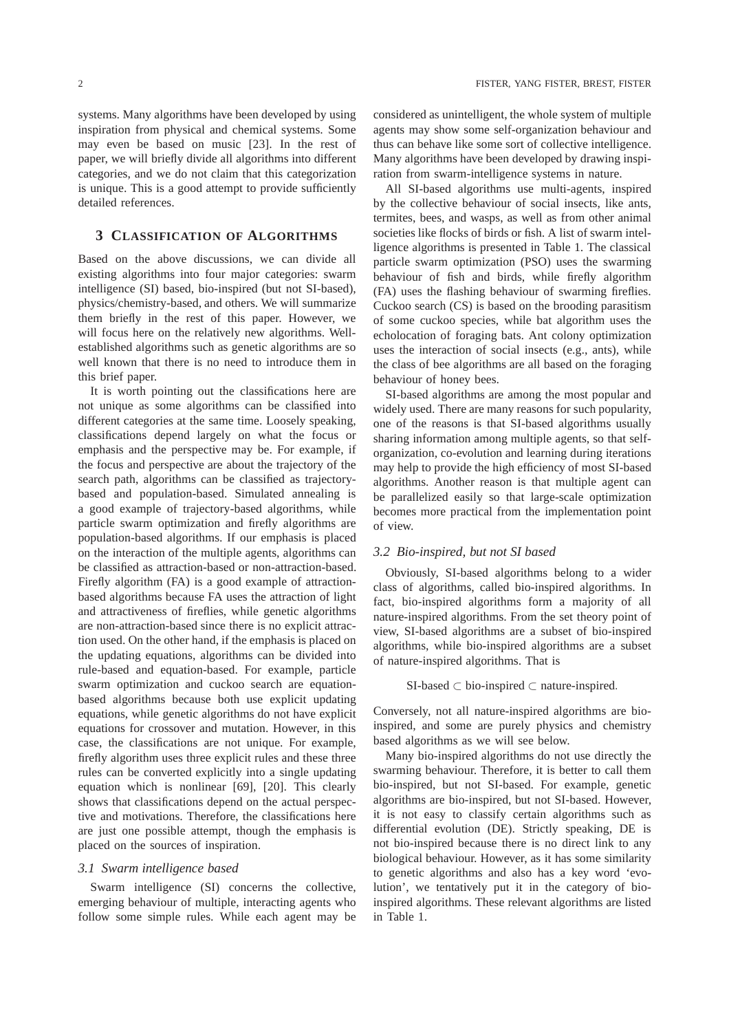systems. Many algorithms have been developed by using inspiration from physical and chemical systems. Some may even be based on music [23]. In the rest of paper, we will briefly divide all algorithms into different categories, and we do not claim that this categorization is unique. This is a good attempt to provide sufficiently detailed references.

## 3 Classification of Algorithms

Based on the above discussions, we can divide all existing algorithms into four major categories: swarm intelligence (SI) based, bio-inspired (but not SI-based), physics/chemistry-based, and others. We will summarize them briefly in the rest of this paper. However, we will focus here on the relatively new algorithms. Well-established algorithms such as genetic algorithms are so well known that there is no need to introduce them in this brief paper.

It is worth pointing out the classifications here are not unique as some algorithms can be classified into different categories at the same time. Loosely speaking, classifications depend largely on what the focus or emphasis and the perspective may be. For example, if the focus and perspective are about the trajectory of the search path, algorithms can be classified as trajectory-based and population-based. Simulated annealing is a good example of trajectory-based algorithms, while particle swarm optimization and firefly algorithms are population-based algorithms. If our emphasis is placed on the interaction of the multiple agents, algorithms can be classified as attraction-based or non-attraction-based. Firefly algorithm (FA) is a good example of attraction-based algorithms because FA uses the attraction of light and attractiveness of fireflies, while genetic algorithms are non-attraction-based since there is no explicit attraction used. On the other hand, if the emphasis is placed on the updating equations, algorithms can be divided into rule-based and equation-based. For example, particle swarm optimization and cuckoo search are equation-based algorithms because both use explicit updating equations, while genetic algorithms do not have explicit equations for crossover and mutation. However, in this case, the classifications are not unique. For example, firefly algorithm uses three explicit rules and these three rules can be converted explicitly into a single updating equation which is nonlinear [69], [20]. This clearly shows that classifications depend on the actual perspective and motivations. Therefore, the classifications here are just one possible attempt, though the emphasis is placed on the sources of inspiration.

### 3.1 Swarm intelligence based

Swarm intelligence (SI) concerns the collective, emerging behaviour of multiple, interacting agents who follow some simple rules. While each agent may be considered as unintelligent, the whole system of multiple agents may show some self-organization behaviour and thus can behave like some sort of collective intelligence. Many algorithms have been developed by drawing inspiration from swarm-intelligence systems in nature.

All SI-based algorithms use multi-agents, inspired by the collective behaviour of social insects, like ants, termites, bees, and wasps, as well as from other animal societies like flocks of birds or fish. A list of swarm intelligence algorithms is presented in Table 1. The classical particle swarm optimization (PSO) uses the swarming behaviour of fish and birds, while firefly algorithm (FA) uses the flashing behaviour of swarming fireflies. Cuckoo search (CS) is based on the brooding parasitism of some cuckoo species, while bat algorithm uses the echolocation of foraging bats. Ant colony optimization uses the interaction of social insects (e.g., ants), while the class of bee algorithms are all based on the foraging behaviour of honey bees.

SI-based algorithms are among the most popular and widely used. There are many reasons for such popularity, one of the reasons is that SI-based algorithms usually sharing information among multiple agents, so that self-organization, co-evolution and learning during iterations may help to provide the high efficiency of most SI-based algorithms. Another reason is that multiple agent can be parallelized easily so that large-scale optimization becomes more practical from the implementation point of view.

### 3.2 Bio-inspired, but not SI based

Obviously, SI-based algorithms belong to a wider class of algorithms, called bio-inspired algorithms. In fact, bio-inspired algorithms form a majority of all nature-inspired algorithms. From the set theory point of view, SI-based algorithms are a subset of bio-inspired algorithms, while bio-inspired algorithms are a subset of nature-inspired algorithms. That is

$$\text{SI-based} \subset \text{bio-inspired} \subset \text{nature-inspired}.$$

Conversely, not all nature-inspired algorithms are bio-inspired, and some are purely physics and chemistry based algorithms as we will see below.

Many bio-inspired algorithms do not use directly the swarming behaviour. Therefore, it is better to call them bio-inspired, but not SI-based. For example, genetic algorithms are bio-inspired, but not SI-based. However, it is not easy to classify certain algorithms such as differential evolution (DE). Strictly speaking, DE is not bio-inspired because there is no direct link to any biological behaviour. However, as it has some similarity to genetic algorithms and also has a key word 'evolution', we tentatively put it in the category of bio-inspired algorithms. These relevant algorithms are listed in Table 1.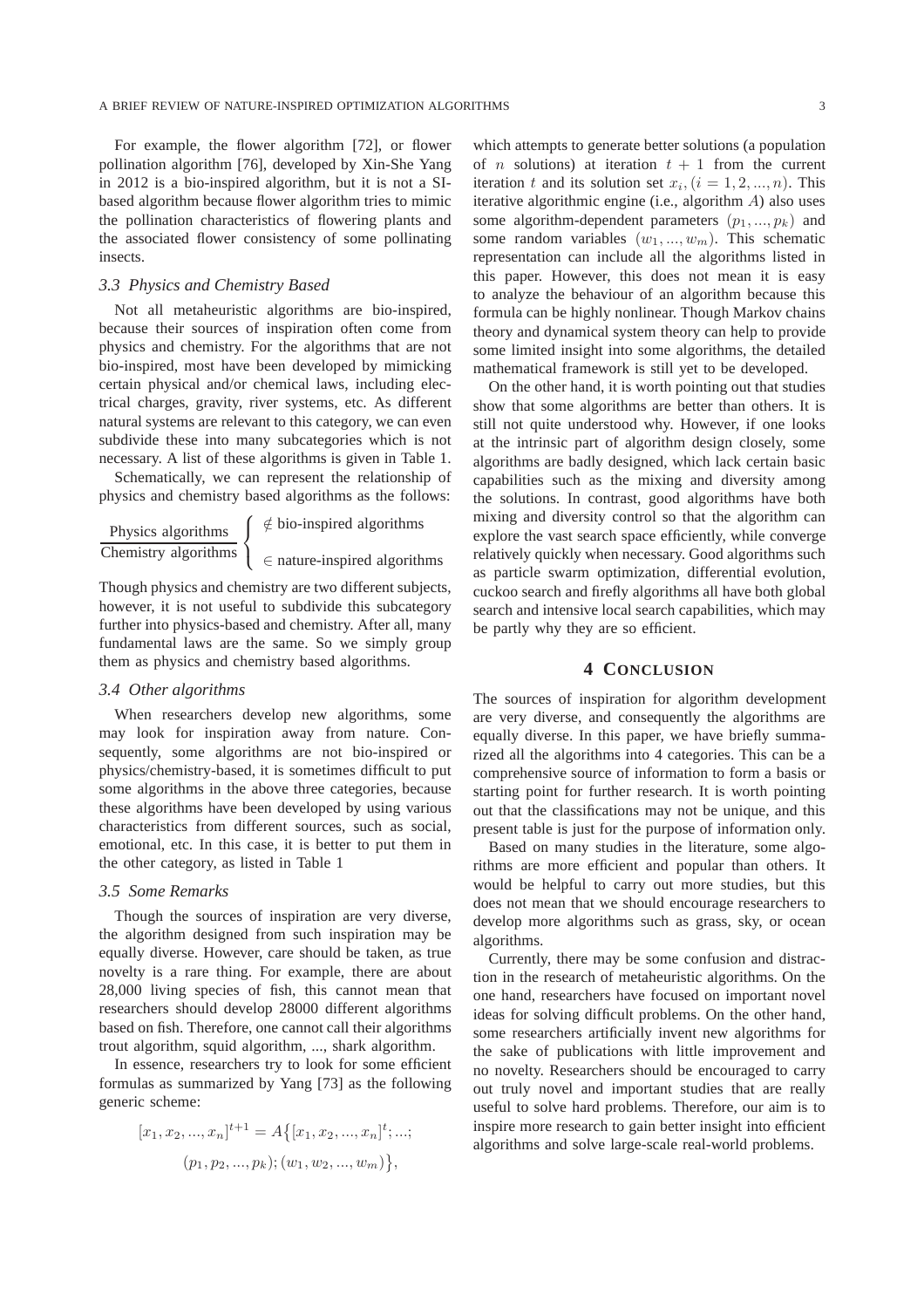For example, the flower algorithm [72], or flower pollination algorithm [76], developed by Xin-She Yang in 2012 is a bio-inspired algorithm, but it is not a SI-based algorithm because flower algorithm tries to mimic the pollination characteristics of flowering plants and the associated flower consistency of some pollinating insects.

### 3.3 Physics and Chemistry Based

Not all metaheuristic algorithms are bio-inspired, because their sources of inspiration often come from physics and chemistry. For the algorithms that are not bio-inspired, most have been developed by mimicking certain physical and/or chemical laws, including electrical charges, gravity, river systems, etc. As different natural systems are relevant to this category, we can even subdivide these into many subcategories which is not necessary. A list of these algorithms is given in Table 1.

Schematically, we can represent the relationship of physics and chemistry based algorithms as the follows:

$$\frac{\text{Physics algorithms}}{\text{Chemistry algorithms}} \left\{ \begin{array}{l} \notin \text{bio-inspired algorithms} \\ \in \text{nature-inspired algorithms} \end{array} \right.$$

Though physics and chemistry are two different subjects, however, it is not useful to subdivide this subcategory further into physics-based and chemistry. After all, many fundamental laws are the same. So we simply group them as physics and chemistry based algorithms.

### 3.4 Other algorithms

When researchers develop new algorithms, some may look for inspiration away from nature. Consequently, some algorithms are not bio-inspired or physics/chemistry-based, it is sometimes difficult to put some algorithms in the above three categories, because these algorithms have been developed by using various characteristics from different sources, such as social, emotional, etc. In this case, it is better to put them in the other category, as listed in Table 1

### 3.5 Some Remarks

Though the sources of inspiration are very diverse, the algorithm designed from such inspiration may be equally diverse. However, care should be taken, as true novelty is a rare thing. For example, there are about 28,000 living species of fish, this cannot mean that researchers should develop 28000 different algorithms based on fish. Therefore, one cannot call their algorithms trout algorithm, squid algorithm, ..., shark algorithm.

In essence, researchers try to look for some efficient formulas as summarized by Yang [73] as the following generic scheme:

$$[x_1, x_2, ..., x_n]^{t+1} = A\big\{[x_1, x_2, ..., x_n]^t; ...; (p_1, p_2, ..., p_k); (w_1, w_2, ..., w_m)\big\},$$

which attempts to generate better solutions (a population of $n$ solutions) at iteration $t+1$ from the current iteration $t$ and its solution set $x_i, (i = 1, 2, ..., n)$. This iterative algorithmic engine (i.e., algorithm $A$) also uses some algorithm-dependent parameters $(p_1, ..., p_k)$ and some random variables $(w_1, ..., w_m)$. This schematic representation can include all the algorithms listed in this paper. However, this does not mean it is easy to analyze the behaviour of an algorithm because this formula can be highly nonlinear. Though Markov chains theory and dynamical system theory can help to provide some limited insight into some algorithms, the detailed mathematical framework is still yet to be developed.

On the other hand, it is worth pointing out that studies show that some algorithms are better than others. It is still not quite understood why. However, if one looks at the intrinsic part of algorithm design closely, some algorithms are badly designed, which lack certain basic capabilities such as the mixing and diversity among the solutions. In contrast, good algorithms have both mixing and diversity control so that the algorithm can explore the vast search space efficiently, while converge relatively quickly when necessary. Good algorithms such as particle swarm optimization, differential evolution, cuckoo search and firefly algorithms all have both global search and intensive local search capabilities, which may be partly why they are so efficient.

## 4 Conclusion

The sources of inspiration for algorithm development are very diverse, and consequently the algorithms are equally diverse. In this paper, we have briefly summarized all the algorithms into 4 categories. This can be a comprehensive source of information to form a basis or starting point for further research. It is worth pointing out that the classifications may not be unique, and this present table is just for the purpose of information only.

Based on many studies in the literature, some algorithms are more efficient and popular than others. It would be helpful to carry out more studies, but this does not mean that we should encourage researchers to develop more algorithms such as grass, sky, or ocean algorithms.

Currently, there may be some confusion and distraction in the research of metaheuristic algorithms. On the one hand, researchers have focused on important novel ideas for solving difficult problems. On the other hand, some researchers artificially invent new algorithms for the sake of publications with little improvement and no novelty. Researchers should be encouraged to carry out truly novel and important studies that are really useful to solve hard problems. Therefore, our aim is to inspire more research to gain better insight into efficient algorithms and solve large-scale real-world problems.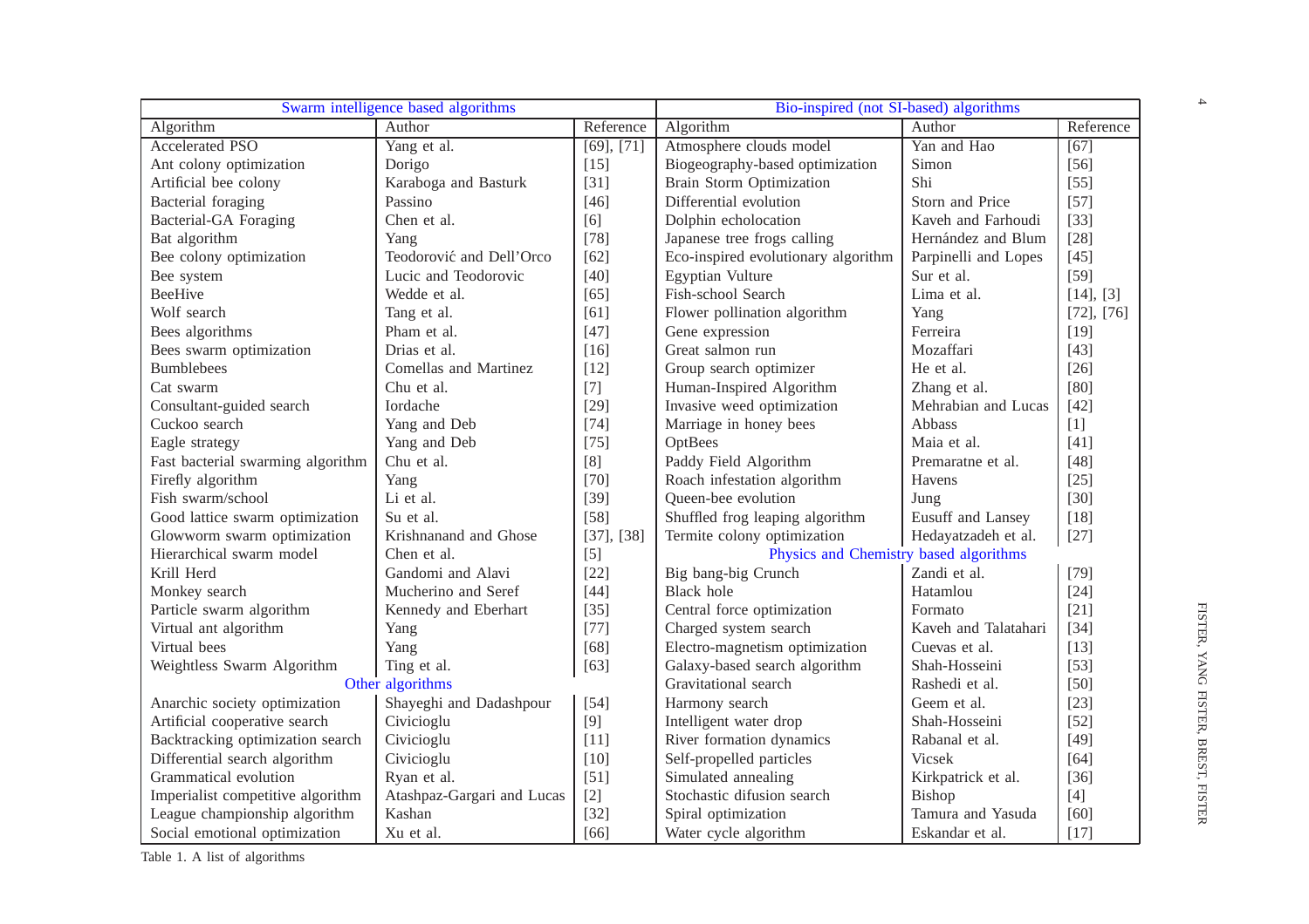| Swarm intelligence based algorithms | | | Bio-inspired (not SI-based) algorithms | | |
|---|---|---|---|---|---|
| Algorithm | Author | Reference | Algorithm | Author | Reference |
| Accelerated PSO | Yang et al. | [69], [71] | Atmosphere clouds model | Yan and Hao | [67] |
| Ant colony optimization | Dorigo | [15] | Biogeography-based optimization | Simon | [56] |
| Artificial bee colony | Karaboga and Basturk | [31] | Brain Storm Optimization | Shi | [55] |
| Bacterial foraging | Passino | [46] | Differential evolution | Storn and Price | [57] |
| Bacterial-GA Foraging | Chen et al. | [6] | Dolphin echolocation | Kaveh and Farhoudi | [33] |
| Bat algorithm | Yang | [78] | Japanese tree frogs calling | Hernández and Blum | [28] |
| Bee colony optimization | Teodorović and Dell'Orco | [62] | Eco-inspired evolutionary algorithm | Parpinelli and Lopes | [45] |
| Bee system | Lucic and Teodorovic | [40] | Egyptian Vulture | Sur et al. | [59] |
| BeeHive | Wedde et al. | [65] | Fish-school Search | Lima et al. | [14], [3] |
| Wolf search | Tang et al. | [61] | Flower pollination algorithm | Yang | [72], [76] |
| Bees algorithms | Pham et al. | [47] | Gene expression | Ferreira | [19] |
| Bees swarm optimization | Drias et al. | [16] | Great salmon run | Mozaffari | [43] |
| Bumblebees | Comellas and Martinez | [12] | Group search optimizer | He et al. | [26] |
| Cat swarm | Chu et al. | [7] | Human-Inspired Algorithm | Zhang et al. | [80] |
| Consultant-guided search | Iordache | [29] | Invasive weed optimization | Mehrabian and Lucas | [42] |
| Cuckoo search | Yang and Deb | [74] | Marriage in honey bees | Abbass | [1] |
| Eagle strategy | Yang and Deb | [75] | OptBees | Maia et al. | [41] |
| Fast bacterial swarming algorithm | Chu et al. | [8] | Paddy Field Algorithm | Premaratne et al. | [48] |
| Firefly algorithm | Yang | [70] | Roach infestation algorithm | Havens | [25] |
| Fish swarm/school | Li et al. | [39] | Queen-bee evolution | Jung | [30] |
| Good lattice swarm optimization | Su et al. | [58] | Shuffled frog leaping algorithm | Eusuff and Lansey | [18] |
| Glowworm swarm optimization | Krishnanand and Ghose | [37], [38] | Termite colony optimization | Hedayatzadeh et al. | [27] |
| Hierarchical swarm model | Chen et al. | [5] | Physics and Chemistry based algorithms | | |
| Krill Herd | Gandomi and Alavi | [22] | Big bang-big Crunch | Zandi et al. | [79] |
| Monkey search | Mucherino and Seref | [44] | Black hole | Hatamlou | [24] |
| Particle swarm algorithm | Kennedy and Eberhart | [35] | Central force optimization | Formato | [21] |
| Virtual ant algorithm | Yang | [77] | Charged system search | Kaveh and Talatahari | [34] |
| Virtual bees | Yang | [68] | Electro-magnetism optimization | Cuevas et al. | [13] |
| Weightless Swarm Algorithm | Ting et al. | [63] | Galaxy-based search algorithm | Shah-Hosseini | [53] |
| Other algorithms | | | Gravitational search | Rashedi et al. | [50] |
| Anarchic society optimization | Shayeghi and Dadashpour | [54] | Harmony search | Geem et al. | [23] |
| Artificial cooperative search | Civicioglu | [9] | Intelligent water drop | Shah-Hosseini | [52] |
| Backtracking optimization search | Civicioglu | [11] | River formation dynamics | Rabanal et al. | [49] |
| Differential search algorithm | Civicioglu | [10] | Self-propelled particles | Vicsek | [64] |
| Grammatical evolution | Ryan et al. | [51] | Simulated annealing | Kirkpatrick et al. | [36] |
| Imperialist competitive algorithm | Atashpaz-Gargari and Lucas | [2] | Stochastic difusion search | Bishop | [4] |
| League championship algorithm | Kashan | [32] | Spiral optimization | Tamura and Yasuda | [60] |
| Social emotional optimization | Xu et al. | [66] | Water cycle algorithm | Eskandar et al. | [17] |

Table 1. A list of algorithms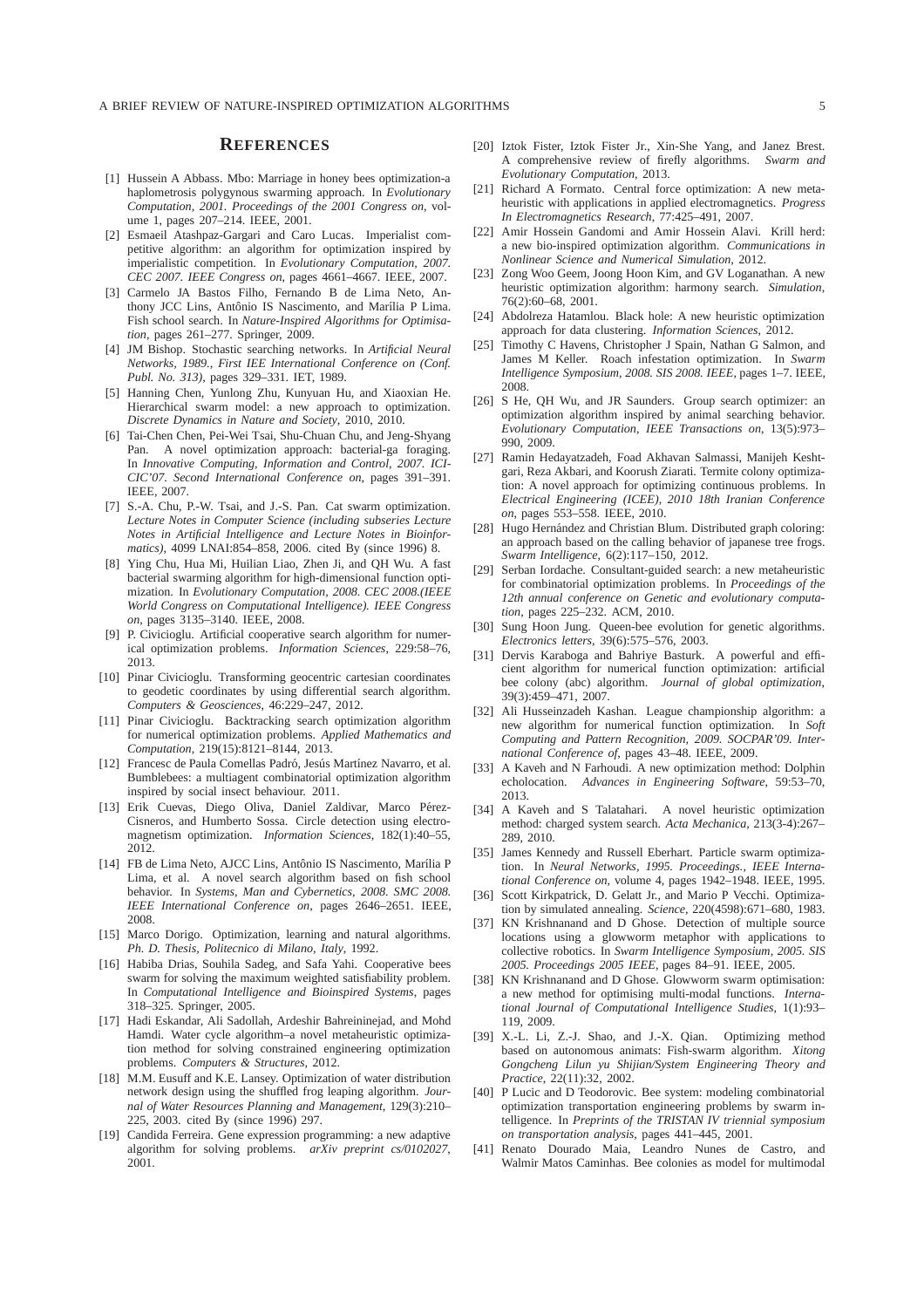## REFERENCES

[1] Hussein A Abbass. Mbo: Marriage in honey bees optimization-a haplometrosis polygynous swarming approach. In *Evolutionary Computation, 2001. Proceedings of the 2001 Congress on*, volume 1, pages 207–214. IEEE, 2001.

[2] Esmaeil Atashpaz-Gargari and Caro Lucas. Imperialist competitive algorithm: an algorithm for optimization inspired by imperialistic competition. In *Evolutionary Computation, 2007. CEC 2007. IEEE Congress on*, pages 4661–4667. IEEE, 2007.

[3] Carmelo JA Bastos Filho, Fernando B de Lima Neto, Anthony JCC Lins, Antônio IS Nascimento, and Marília P Lima. Fish school search. In *Nature-Inspired Algorithms for Optimisation*, pages 261–277. Springer, 2009.

[4] JM Bishop. Stochastic searching networks. In *Artificial Neural Networks, 1989., First IEE International Conference on (Conf. Publ. No. 313)*, pages 329–331. IET, 1989.

[5] Hanning Chen, Yunlong Zhu, Kunyuan Hu, and Xiaoxian He. Hierarchical swarm model: a new approach to optimization. *Discrete Dynamics in Nature and Society*, 2010, 2010.

[6] Tai-Chen Chen, Pei-Wei Tsai, Shu-Chuan Chu, and Jeng-Shyang Pan. A novel optimization approach: bacterial-ga foraging. In *Innovative Computing, Information and Control, 2007. ICICIC'07. Second International Conference on*, pages 391–391. IEEE, 2007.

[7] S.-A. Chu, P.-W. Tsai, and J.-S. Pan. Cat swarm optimization. *Lecture Notes in Computer Science (including subseries Lecture Notes in Artificial Intelligence and Lecture Notes in Bioinformatics)*, 4099 LNAI:854–858, 2006. cited By (since 1996) 8.

[8] Ying Chu, Hua Mi, Huilian Liao, Zhen Ji, and QH Wu. A fast bacterial swarming algorithm for high-dimensional function optimization. In *Evolutionary Computation, 2008. CEC 2008.(IEEE World Congress on Computational Intelligence). IEEE Congress on*, pages 3135–3140. IEEE, 2008.

[9] P. Civicioglu. Artificial cooperative search algorithm for numerical optimization problems. *Information Sciences*, 229:58–76, 2013.

[10] Pinar Civicioglu. Transforming geocentric cartesian coordinates to geodetic coordinates by using differential search algorithm. *Computers & Geosciences*, 46:229–247, 2012.

[11] Pinar Civicioglu. Backtracking search optimization algorithm for numerical optimization problems. *Applied Mathematics and Computation*, 219(15):8121–8144, 2013.

[12] Francesc de Paula Comellas Padró, Jesús Martínez Navarro, et al. Bumblebees: a multiagent combinatorial optimization algorithm inspired by social insect behaviour. 2011.

[13] Erik Cuevas, Diego Oliva, Daniel Zaldivar, Marco Pérez-Cisneros, and Humberto Sossa. Circle detection using electromagnetism optimization. *Information Sciences*, 182(1):40–55, 2012.

[14] FB de Lima Neto, AJCC Lins, Antônio IS Nascimento, Marília P Lima, et al. A novel search algorithm based on fish school behavior. In *Systems, Man and Cybernetics, 2008. SMC 2008. IEEE International Conference on*, pages 2646–2651. IEEE, 2008.

[15] Marco Dorigo. Optimization, learning and natural algorithms. *Ph. D. Thesis, Politecnico di Milano, Italy*, 1992.

[16] Habiba Drias, Souhila Sadeg, and Safa Yahi. Cooperative bees swarm for solving the maximum weighted satisfiability problem. In *Computational Intelligence and Bioinspired Systems*, pages 318–325. Springer, 2005.

[17] Hadi Eskandar, Ali Sadollah, Ardeshir Bahreininejad, and Mohd Hamdi. Water cycle algorithm–a novel metaheuristic optimization method for solving constrained engineering optimization problems. *Computers & Structures*, 2012.

[18] M.M. Eusuff and K.E. Lansey. Optimization of water distribution network design using the shuffled frog leaping algorithm. *Journal of Water Resources Planning and Management*, 129(3):210–225, 2003. cited By (since 1996) 297.

[19] Candida Ferreira. Gene expression programming: a new adaptive algorithm for solving problems. *arXiv preprint cs/0102027*, 2001.

[20] Iztok Fister, Iztok Fister Jr., Xin-She Yang, and Janez Brest. A comprehensive review of firefly algorithms. *Swarm and Evolutionary Computation*, 2013.

[21] Richard A Formato. Central force optimization: A new metaheuristic with applications in applied electromagnetics. *Progress In Electromagnetics Research*, 77:425–491, 2007.

[22] Amir Hossein Gandomi and Amir Hossein Alavi. Krill herd: a new bio-inspired optimization algorithm. *Communications in Nonlinear Science and Numerical Simulation*, 2012.

[23] Zong Woo Geem, Joong Hoon Kim, and GV Loganathan. A new heuristic optimization algorithm: harmony search. *Simulation*, 76(2):60–68, 2001.

[24] Abdolreza Hatamlou. Black hole: A new heuristic optimization approach for data clustering. *Information Sciences*, 2012.

[25] Timothy C Havens, Christopher J Spain, Nathan G Salmon, and James M Keller. Roach infestation optimization. In *Swarm Intelligence Symposium, 2008. SIS 2008. IEEE*, pages 1–7. IEEE, 2008.

[26] S He, QH Wu, and JR Saunders. Group search optimizer: an optimization algorithm inspired by animal searching behavior. *Evolutionary Computation, IEEE Transactions on*, 13(5):973–990, 2009.

[27] Ramin Hedayatzadeh, Foad Akhavan Salmassi, Manijeh Keshtgari, Reza Akbari, and Koorush Ziarati. Termite colony optimization: A novel approach for optimizing continuous problems. In *Electrical Engineering (ICEE), 2010 18th Iranian Conference on*, pages 553–558. IEEE, 2010.

[28] Hugo Hernández and Christian Blum. Distributed graph coloring: an approach based on the calling behavior of japanese tree frogs. *Swarm Intelligence*, 6(2):117–150, 2012.

[29] Serban Iordache. Consultant-guided search: a new metaheuristic for combinatorial optimization problems. In *Proceedings of the 12th annual conference on Genetic and evolutionary computation*, pages 225–232. ACM, 2010.

[30] Sung Hoon Jung. Queen-bee evolution for genetic algorithms. *Electronics letters*, 39(6):575–576, 2003.

[31] Dervis Karaboga and Bahriye Basturk. A powerful and efficient algorithm for numerical function optimization: artificial bee colony (abc) algorithm. *Journal of global optimization*, 39(3):459–471, 2007.

[32] Ali Husseinzadeh Kashan. League championship algorithm: a new algorithm for numerical function optimization. In *Soft Computing and Pattern Recognition, 2009. SOCPAR'09. International Conference of*, pages 43–48. IEEE, 2009.

[33] A Kaveh and N Farhoudi. A new optimization method: Dolphin echolocation. *Advances in Engineering Software*, 59:53–70, 2013.

[34] A Kaveh and S Talatahari. A novel heuristic optimization method: charged system search. *Acta Mechanica*, 213(3-4):267–289, 2010.

[35] James Kennedy and Russell Eberhart. Particle swarm optimization. In *Neural Networks, 1995. Proceedings., IEEE International Conference on*, volume 4, pages 1942–1948. IEEE, 1995.

[36] Scott Kirkpatrick, D. Gelatt Jr., and Mario P Vecchi. Optimization by simulated annealing. *Science*, 220(4598):671–680, 1983.

[37] KN Krishnanand and D Ghose. Detection of multiple source locations using a glowworm metaphor with applications to collective robotics. In *Swarm Intelligence Symposium, 2005. SIS 2005. Proceedings 2005 IEEE*, pages 84–91. IEEE, 2005.

[38] KN Krishnanand and D Ghose. Glowworm swarm optimisation: a new method for optimising multi-modal functions. *International Journal of Computational Intelligence Studies*, 1(1):93–119, 2009.

[39] X.-L. Li, Z.-J. Shao, and J.-X. Qian. Optimizing method based on autonomous animats: Fish-swarm algorithm. *Xitong Gongcheng Lilun yu Shijian/System Engineering Theory and Practice*, 22(11):32, 2002.

[40] P Lucic and D Teodorovic. Bee system: modeling combinatorial optimization transportation engineering problems by swarm intelligence. In *Preprints of the TRISTAN IV triennial symposium on transportation analysis*, pages 441–445, 2001.

[41] Renato Dourado Maia, Leandro Nunes de Castro, and Walmir Matos Caminhas. Bee colonies as model for multimodal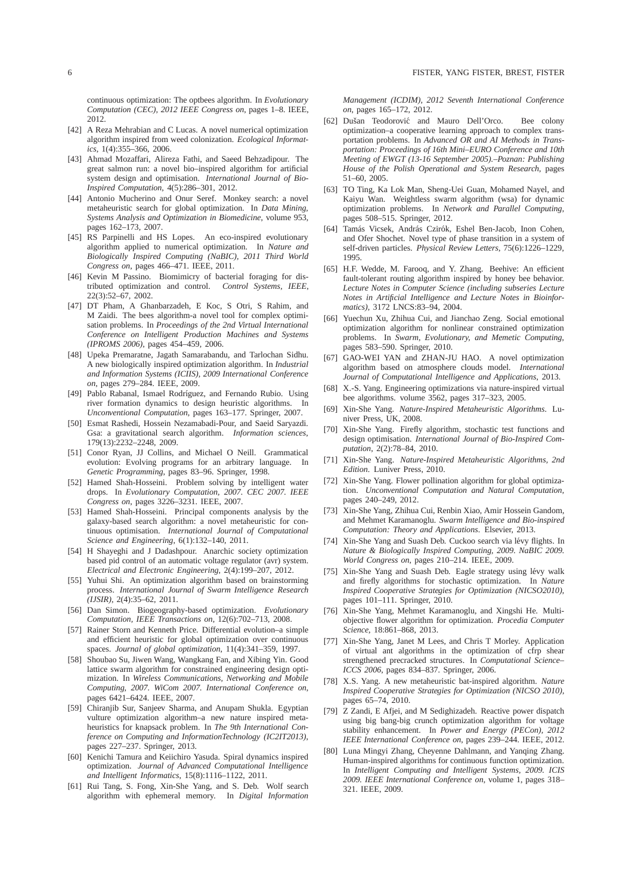continuous optimization: The optbees algorithm. In *Evolutionary Computation (CEC), 2012 IEEE Congress on*, pages 1–8. IEEE, 2012.

[42] A Reza Mehrabian and C Lucas. A novel numerical optimization algorithm inspired from weed colonization. *Ecological Informatics*, 1(4):355–366, 2006.

[43] Ahmad Mozaffari, Alireza Fathi, and Saeed Behzadipour. The great salmon run: a novel bio–inspired algorithm for artificial system design and optimisation. *International Journal of Bio-Inspired Computation*, 4(5):286–301, 2012.

[44] Antonio Mucherino and Onur Seref. Monkey search: a novel metaheuristic search for global optimization. In *Data Mining, Systems Analysis and Optimization in Biomedicine*, volume 953, pages 162–173, 2007.

[45] RS Parpinelli and HS Lopes. An eco-inspired evolutionary algorithm applied to numerical optimization. In *Nature and Biologically Inspired Computing (NaBIC), 2011 Third World Congress on*, pages 466–471. IEEE, 2011.

[46] Kevin M Passino. Biomimicry of bacterial foraging for distributed optimization and control. *Control Systems, IEEE*, 22(3):52–67, 2002.

[47] DT Pham, A Ghanbarzadeh, E Koc, S Otri, S Rahim, and M Zaidi. The bees algorithm-a novel tool for complex optimisation problems. In *Proceedings of the 2nd Virtual International Conference on Intelligent Production Machines and Systems (IPROMS 2006)*, pages 454–459, 2006.

[48] Upeka Premaratne, Jagath Samarabandu, and Tarlochan Sidhu. A new biologically inspired optimization algorithm. In *Industrial and Information Systems (ICIIS), 2009 International Conference on*, pages 279–284. IEEE, 2009.

[49] Pablo Rabanal, Ismael Rodríguez, and Fernando Rubio. Using river formation dynamics to design heuristic algorithms. In *Unconventional Computation*, pages 163–177. Springer, 2007.

[50] Esmat Rashedi, Hossein Nezamabadi-Pour, and Saeid Saryazdi. Gsa: a gravitational search algorithm. *Information sciences*, 179(13):2232–2248, 2009.

[51] Conor Ryan, JJ Collins, and Michael O Neill. Grammatical evolution: Evolving programs for an arbitrary language. In *Genetic Programming*, pages 83–96. Springer, 1998.

[52] Hamed Shah-Hosseini. Problem solving by intelligent water drops. In *Evolutionary Computation, 2007. CEC 2007. IEEE Congress on*, pages 3226–3231. IEEE, 2007.

[53] Hamed Shah-Hosseini. Principal components analysis by the galaxy-based search algorithm: a novel metaheuristic for continuous optimisation. *International Journal of Computational Science and Engineering*, 6(1):132–140, 2011.

[54] H Shayeghi and J Dadashpour. Anarchic society optimization based pid control of an automatic voltage regulator (avr) system. *Electrical and Electronic Engineering*, 2(4):199–207, 2012.

[55] Yuhui Shi. An optimization algorithm based on brainstorming process. *International Journal of Swarm Intelligence Research (IJSIR)*, 2(4):35–62, 2011.

[56] Dan Simon. Biogeography-based optimization. *Evolutionary Computation, IEEE Transactions on*, 12(6):702–713, 2008.

[57] Rainer Storn and Kenneth Price. Differential evolution–a simple and efficient heuristic for global optimization over continuous spaces. *Journal of global optimization*, 11(4):341–359, 1997.

[58] Shoubao Su, Jiwen Wang, Wangkang Fan, and Xibing Yin. Good lattice swarm algorithm for constrained engineering design optimization. In *Wireless Communications, Networking and Mobile Computing, 2007. WiCom 2007. International Conference on*, pages 6421–6424. IEEE, 2007.

[59] Chiranjib Sur, Sanjeev Sharma, and Anupam Shukla. Egyptian vulture optimization algorithm–a new nature inspired metaheuristics for knapsack problem. In *The 9th International Conference on Computing and InformationTechnology (IC2IT2013)*, pages 227–237. Springer, 2013.

[60] Kenichi Tamura and Keiichiro Yasuda. Spiral dynamics inspired optimization. *Journal of Advanced Computational Intelligence and Intelligent Informatics*, 15(8):1116–1122, 2011.

[61] Rui Tang, S. Fong, Xin-She Yang, and S. Deb. Wolf search algorithm with ephemeral memory. In *Digital Information Management (ICDIM), 2012 Seventh International Conference on*, pages 165–172, 2012.

[62] Dušan Teodorović and Mauro Dell'Orco. Bee colony optimization–a cooperative learning approach to complex transportation problems. In *Advanced OR and AI Methods in Transportation: Proceedings of 16th Mini–EURO Conference and 10th Meeting of EWGT (13-16 September 2005).–Poznan: Publishing House of the Polish Operational and System Research*, pages 51–60, 2005.

[63] TO Ting, Ka Lok Man, Sheng-Uei Guan, Mohamed Nayel, and Kaiyu Wan. Weightless swarm algorithm (wsa) for dynamic optimization problems. In *Network and Parallel Computing*, pages 508–515. Springer, 2012.

[64] Tamás Vicsek, András Czirók, Eshel Ben-Jacob, Inon Cohen, and Ofer Shochet. Novel type of phase transition in a system of self-driven particles. *Physical Review Letters*, 75(6):1226–1229, 1995.

[65] H.F. Wedde, M. Farooq, and Y. Zhang. Beehive: An efficient fault-tolerant routing algorithm inspired by honey bee behavior. *Lecture Notes in Computer Science (including subseries Lecture Notes in Artificial Intelligence and Lecture Notes in Bioinformatics)*, 3172 LNCS:83–94, 2004.

[66] Yuechun Xu, Zhihua Cui, and Jianchao Zeng. Social emotional optimization algorithm for nonlinear constrained optimization problems. In *Swarm, Evolutionary, and Memetic Computing*, pages 583–590. Springer, 2010.

[67] GAO-WEI YAN and ZHAN-JU HAO. A novel optimization algorithm based on atmosphere clouds model. *International Journal of Computational Intelligence and Applications*, 2013.

[68] X.-S. Yang. Engineering optimizations via nature-inspired virtual bee algorithms. volume 3562, pages 317–323, 2005.

[69] Xin-She Yang. *Nature-Inspired Metaheuristic Algorithms*. Luniver Press, UK, 2008.

[70] Xin-She Yang. Firefly algorithm, stochastic test functions and design optimisation. *International Journal of Bio-Inspired Computation*, 2(2):78–84, 2010.

[71] Xin-She Yang. *Nature-Inspired Metaheuristic Algorithms, 2nd Edition*. Luniver Press, 2010.

[72] Xin-She Yang. Flower pollination algorithm for global optimization. *Unconventional Computation and Natural Computation*, pages 240–249, 2012.

[73] Xin-She Yang, Zhihua Cui, Renbin Xiao, Amir Hossein Gandom, and Mehmet Karamanoglu. *Swarm Intelligence and Bio-inspired Computation: Theory and Applications*. Elsevier, 2013.

[74] Xin-She Yang and Suash Deb. Cuckoo search via lévy flights. In *Nature & Biologically Inspired Computing, 2009. NaBIC 2009. World Congress on*, pages 210–214. IEEE, 2009.

[75] Xin-She Yang and Suash Deb. Eagle strategy using lévy walk and firefly algorithms for stochastic optimization. In *Nature Inspired Cooperative Strategies for Optimization (NICSO2010)*, pages 101–111. Springer, 2010.

[76] Xin-She Yang, Mehmet Karamanoglu, and Xingshi He. Multi-objective flower algorithm for optimization. *Procedia Computer Science*, 18:861–868, 2013.

[77] Xin-She Yang, Janet M Lees, and Chris T Morley. Application of virtual ant algorithms in the optimization of cfrp shear strengthened precracked structures. In *Computational Science–ICCS 2006*, pages 834–837. Springer, 2006.

[78] X.S. Yang. A new metaheuristic bat-inspired algorithm. *Nature Inspired Cooperative Strategies for Optimization (NICSO 2010)*, pages 65–74, 2010.

[79] Z Zandi, E Afjei, and M Sedighizadeh. Reactive power dispatch using big bang-big crunch optimization algorithm for voltage stability enhancement. In *Power and Energy (PECon), 2012 IEEE International Conference on*, pages 239–244. IEEE, 2012.

[80] Luna Mingyi Zhang, Cheyenne Dahlmann, and Yanqing Zhang. Human-inspired algorithms for continuous function optimization. In *Intelligent Computing and Intelligent Systems, 2009. ICIS 2009. IEEE International Conference on*, volume 1, pages 318–321. IEEE, 2009.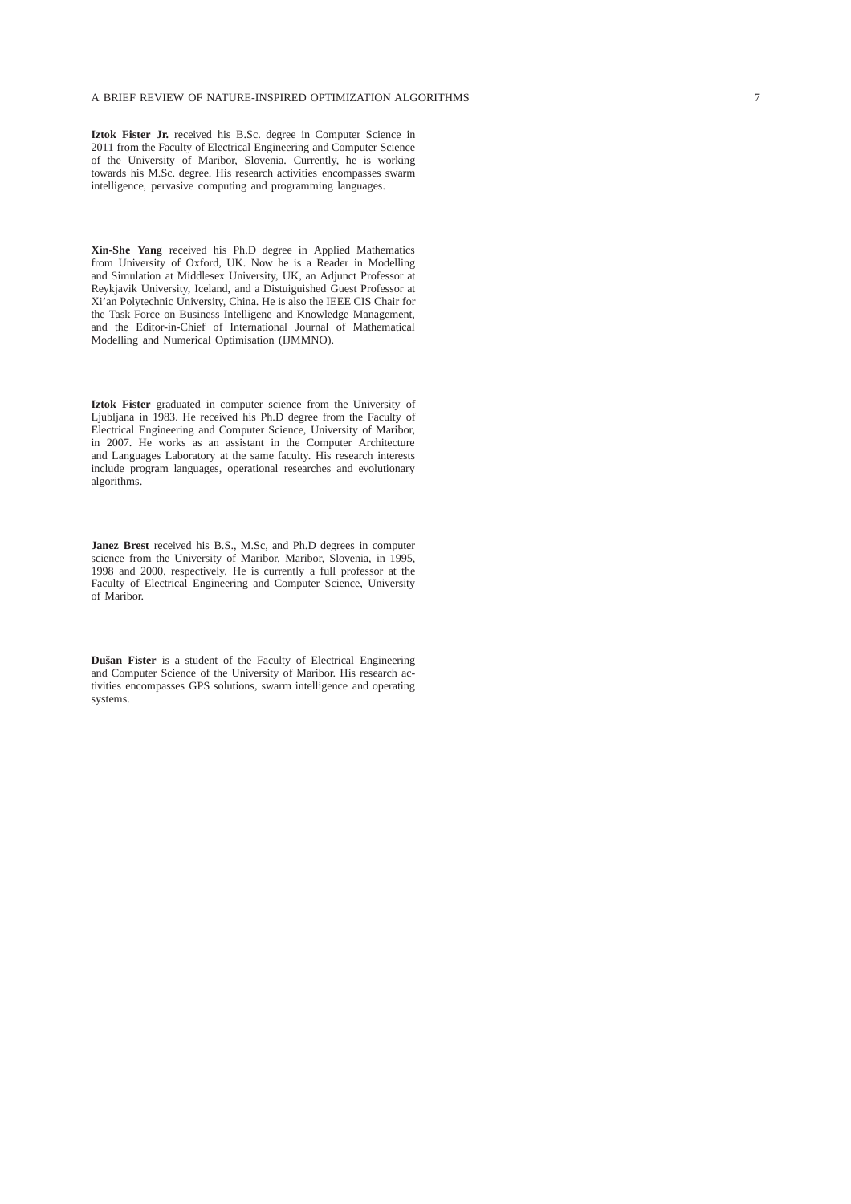**Iztok Fister Jr.** received his B.Sc. degree in Computer Science in 2011 from the Faculty of Electrical Engineering and Computer Science of the University of Maribor, Slovenia. Currently, he is working towards his M.Sc. degree. His research activities encompasses swarm intelligence, pervasive computing and programming languages.

**Xin-She Yang** received his Ph.D degree in Applied Mathematics from University of Oxford, UK. Now he is a Reader in Modelling and Simulation at Middlesex University, UK, an Adjunct Professor at Reykjavik University, Iceland, and a Distuiguished Guest Professor at Xi'an Polytechnic University, China. He is also the IEEE CIS Chair for the Task Force on Business Intelligene and Knowledge Management, and the Editor-in-Chief of International Journal of Mathematical Modelling and Numerical Optimisation (IJMMNO).

**Iztok Fister** graduated in computer science from the University of Ljubljana in 1983. He received his Ph.D degree from the Faculty of Electrical Engineering and Computer Science, University of Maribor, in 2007. He works as an assistant in the Computer Architecture and Languages Laboratory at the same faculty. His research interests include program languages, operational researches and evolutionary algorithms.

**Janez Brest** received his B.S., M.Sc, and Ph.D degrees in computer science from the University of Maribor, Maribor, Slovenia, in 1995, 1998 and 2000, respectively. He is currently a full professor at the Faculty of Electrical Engineering and Computer Science, University of Maribor.

**Dušan Fister** is a student of the Faculty of Electrical Engineering and Computer Science of the University of Maribor. His research activities encompasses GPS solutions, swarm intelligence and operating systems.